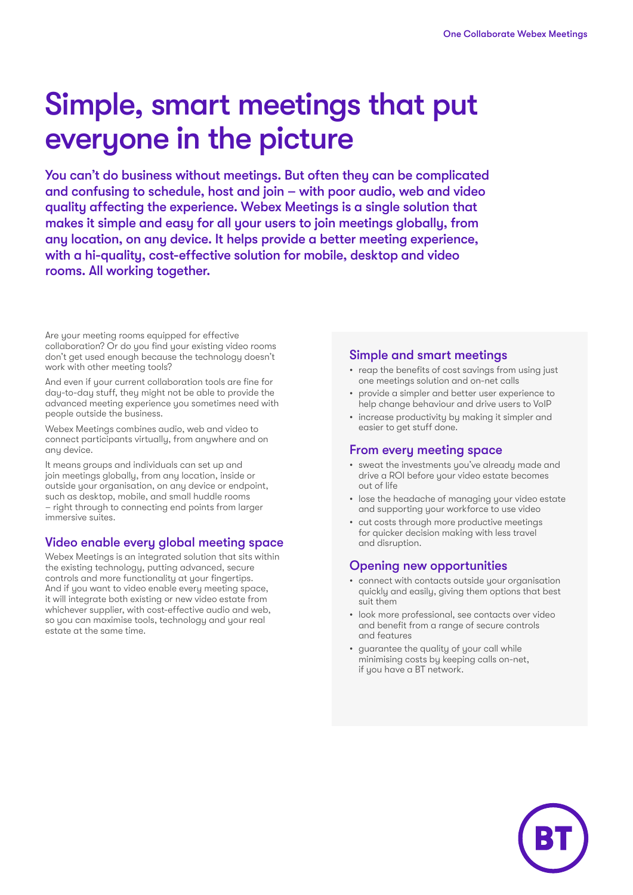# Simple, smart meetings that put everyone in the picture

**You can't do business without meetings. But often they can be complicated and confusing to schedule, host and join – with poor audio, web and video quality affecting the experience. Webex Meetings is a single solution that makes it simple and easy for all your users to join meetings globally, from any location, on any device. It helps provide a better meeting experience, with a hi-quality, cost-effective solution for mobile, desktop and video rooms. All working together.**

Are your meeting rooms equipped for effective collaboration? Or do you find your existing video rooms don't get used enough because the technology doesn't work with other meeting tools?

And even if your current collaboration tools are fine for day-to-day stuff, they might not be able to provide the advanced meeting experience you sometimes need with people outside the business.

Webex Meetings combines audio, web and video to connect participants virtually, from anywhere and on any device.

It means groups and individuals can set up and join meetings globally, from any location, inside or outside your organisation, on any device or endpoint, such as desktop, mobile, and small huddle rooms – right through to connecting end points from larger immersive suites.

## Video enable every global meeting space

Webex Meetings is an integrated solution that sits within the existing technology, putting advanced, secure controls and more functionality at your fingertips. And if you want to video enable every meeting space, it will integrate both existing or new video estate from whichever supplier, with cost-effective audio and web, so you can maximise tools, technology and your real estate at the same time.

## Simple and smart meetings

- reap the benefits of cost savings from using just one meetings solution and on-net calls
- provide a simpler and better user experience to help change behaviour and drive users to VoIP
- increase productivity by making it simpler and easier to get stuff done.

## From every meeting space

- sweat the investments you've already made and drive a ROI before your video estate becomes out of life
- lose the headache of managing your video estate and supporting your workforce to use video
- cut costs through more productive meetings for quicker decision making with less travel and disruption.

## Opening new opportunities

- connect with contacts outside your organisation quickly and easily, giving them options that best suit them
- look more professional, see contacts over video and benefit from a range of secure controls and features
- guarantee the quality of your call while minimising costs by keeping calls on-net, if you have a BT network.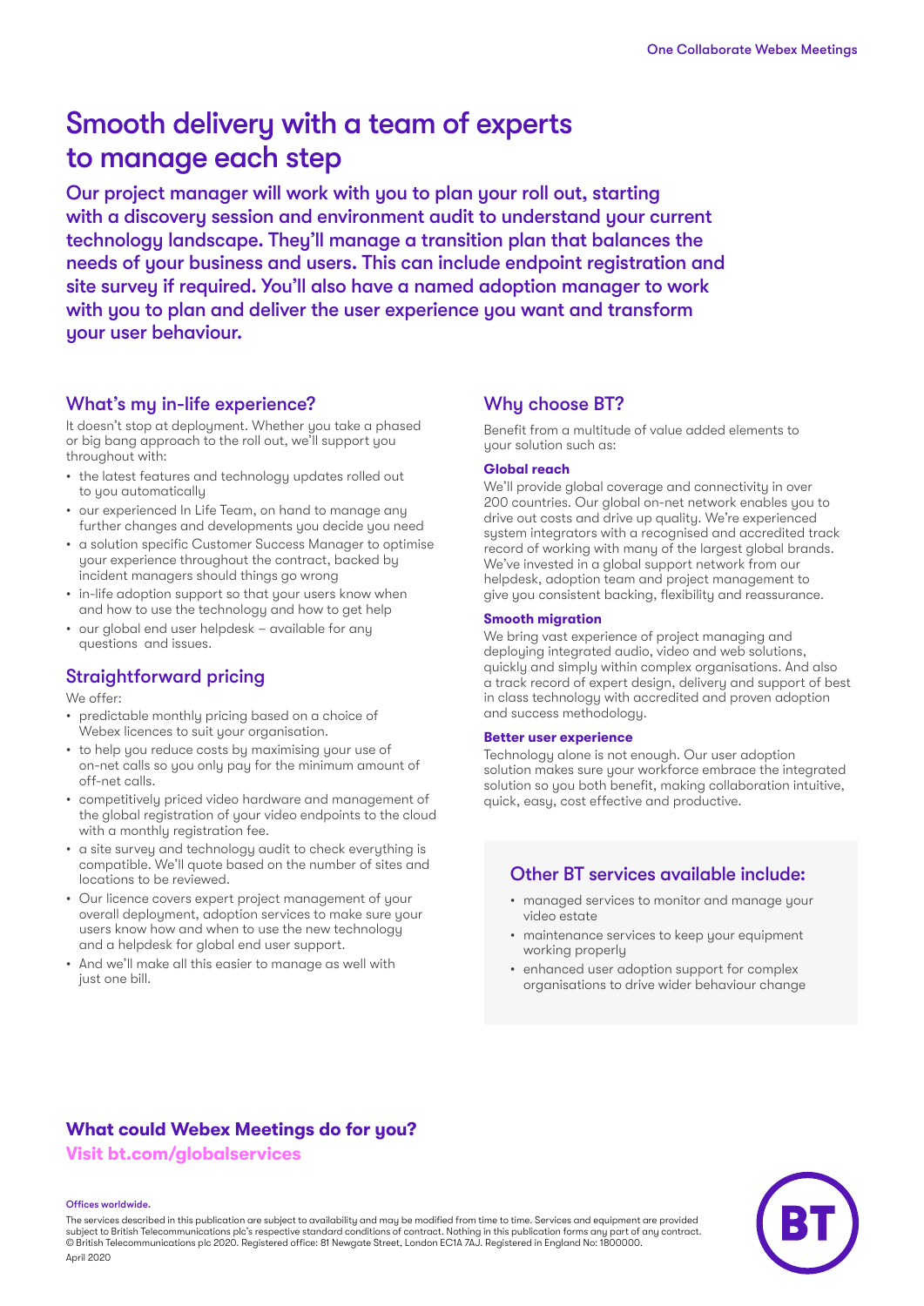# Smooth delivery with a team of experts to manage each step

**Our project manager will work with you to plan your roll out, starting with a discovery session and environment audit to understand your current technology landscape. They'll manage a transition plan that balances the needs of your business and users. This can include endpoint registration and site survey if required. You'll also have a named adoption manager to work with you to plan and deliver the user experience you want and transform your user behaviour.**

## What's my in-life experience?

It doesn't stop at deployment. Whether you take a phased or big bang approach to the roll out, we'll support you throughout with:

- the latest features and technology updates rolled out to you automatically
- our experienced In Life Team, on hand to manage any further changes and developments you decide you need
- a solution specific Customer Success Manager to optimise your experience throughout the contract, backed by incident managers should things go wrong
- in-life adoption support so that your users know when and how to use the technology and how to get help
- our global end user helpdesk – available for any questions and issues.

## Straightforward pricing

We offer:

- predictable monthly pricing based on a choice of Webex licences to suit your organisation.
- to help you reduce costs by maximising your use of on-net calls so you only pay for the minimum amount of off-net calls.
- competitively priced video hardware and management of the global registration of your video endpoints to the cloud with a monthly registration fee.
- a site survey and technology audit to check everything is compatible. We'll quote based on the number of sites and locations to be reviewed.
- Our licence covers expert project management of your overall deployment, adoption services to make sure your users know how and when to use the new technology and a helpdesk for global end user support.
- And we'll make all this easier to manage as well with just one bill.

## Why choose BT?

Benefit from a multitude of value added elements to your solution such as:

### Global reach

We'll provide global coverage and connectivity in over 200 countries. Our global on-net network enables you to drive out costs and drive up quality. We're experienced system integrators with a recognised and accredited track record of working with many of the largest global brands. We've invested in a global support network from our helpdesk, adoption team and project management to give you consistent backing, flexibility and reassurance.

### Smooth migration

We bring vast experience of project managing and deploying integrated audio, video and web solutions, quickly and simply within complex organisations. And also a track record of expert design, delivery and support of best in class technology with accredited and proven adoption and success methodology.

### Better user experience

Technology alone is not enough. Our user adoption solution makes sure your workforce embrace the integrated solution so you both benefit, making collaboration intuitive, quick, easy, cost effective and productive.

## Other BT services available include:

- managed services to monitor and manage your video estate
- maintenance services to keep your equipment working properly
- enhanced user adoption support for complex organisations to drive wider behaviour change

**What could Webex Meetings do for you?**

**Visit bt.com/globalservices**

Offices worldwide.

The services described in this publication are subject to availability and may be modified from time to time. Services and equipment are provided subject to British Telecommunications plc's respective standard conditions of contract. Nothing in this publication forms any part of any contract. © British Telecommunications plc 2020. Registered office: 81 Newgate Street, London EC1A 7AJ. Registered in England No: 1800000.

April 2020